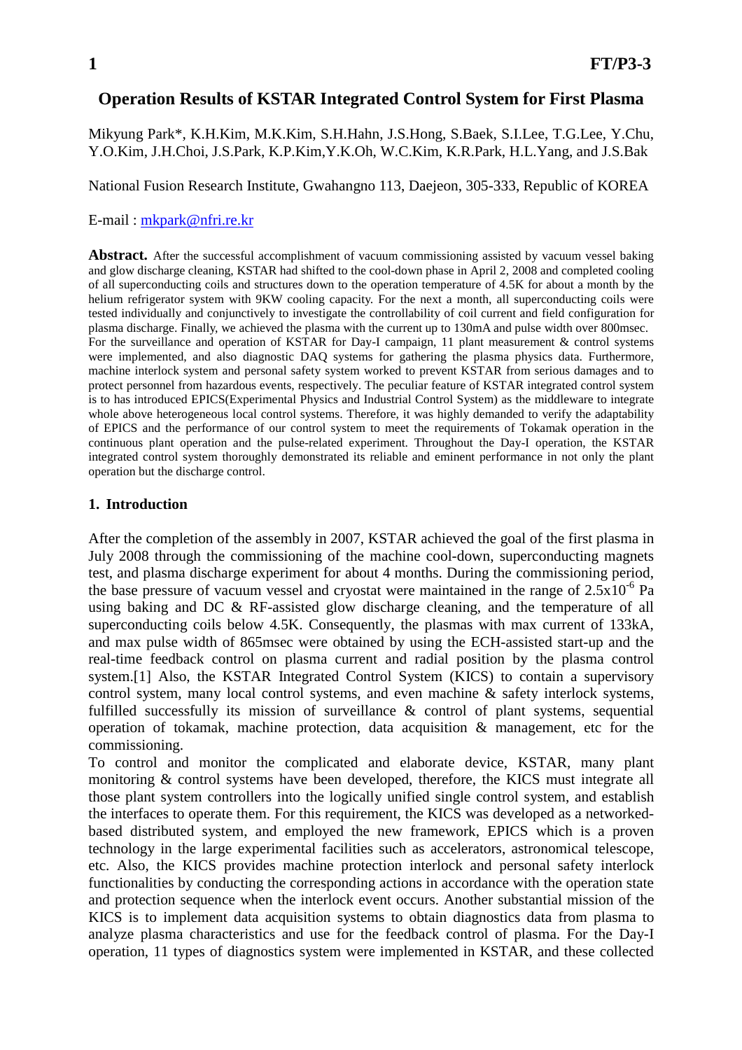# Operation Results of KSTAR Integrated Control System for First Plasma

Mikyung Park*, K.H.Kim, M.K.Kim, S.H.Hahn, J.S.Hong, S.Baek, S.I.Lee, T.G.Lee, Y.Chu, Y.O.Kim, J.H.Choi, J.S.Park, K.P.Kim,Y.K.Oh, W.C.Kim, K.R.Park, H.L.Yang, and J.S.Bak

National Fusion Research Institute, Gwahangno 113, Daejeon, 305-333, Republic of KOREA

E-mail : mkpark@nfri.re.kr

**Abstract.** After the successful accomplishment of vacuum commissioning assisted by vacuum vessel baking and glow discharge cleaning, KSTAR had shifted to the cool-down phase in April 2, 2008 and completed cooling of all superconducting coils and structures down to the operation temperature of 4.5K for about a month by the helium refrigerator system with 9KW cooling capacity. For the next a month, all superconducting coils were tested individually and conjunctively to investigate the controllability of coil current and field configuration for plasma discharge. Finally, we achieved the plasma with the current up to 130mA and pulse width over 800msec. For the surveillance and operation of KSTAR for Day-I campaign, 11 plant measurement & control systems were implemented, and also diagnostic DAQ systems for gathering the plasma physics data. Furthermore, machine interlock system and personal safety system worked to prevent KSTAR from serious damages and to protect personnel from hazardous events, respectively. The peculiar feature of KSTAR integrated control system is to has introduced EPICS(Experimental Physics and Industrial Control System) as the middleware to integrate whole above heterogeneous local control systems. Therefore, it was highly demanded to verify the adaptability of EPICS and the performance of our control system to meet the requirements of Tokamak operation in the continuous plant operation and the pulse-related experiment. Throughout the Day-I operation, the KSTAR integrated control system thoroughly demonstrated its reliable and eminent performance in not only the plant operation but the discharge control.

## 1. Introduction

After the completion of the assembly in 2007, KSTAR achieved the goal of the first plasma in July 2008 through the commissioning of the machine cool-down, superconducting magnets test, and plasma discharge experiment for about 4 months. During the commissioning period, the base pressure of vacuum vessel and cryostat were maintained in the range of $2.5\times10^{-6}$ Pa using baking and DC & RF-assisted glow discharge cleaning, and the temperature of all superconducting coils below 4.5K. Consequently, the plasmas with max current of 133kA, and max pulse width of 865msec were obtained by using the ECH-assisted start-up and the real-time feedback control on plasma current and radial position by the plasma control system.[1] Also, the KSTAR Integrated Control System (KICS) to contain a supervisory control system, many local control systems, and even machine & safety interlock systems, fulfilled successfully its mission of surveillance & control of plant systems, sequential operation of tokamak, machine protection, data acquisition & management, etc for the commissioning.

To control and monitor the complicated and elaborate device, KSTAR, many plant monitoring & control systems have been developed, therefore, the KICS must integrate all those plant system controllers into the logically unified single control system, and establish the interfaces to operate them. For this requirement, the KICS was developed as a networked-based distributed system, and employed the new framework, EPICS which is a proven technology in the large experimental facilities such as accelerators, astronomical telescope, etc. Also, the KICS provides machine protection interlock and personal safety interlock functionalities by conducting the corresponding actions in accordance with the operation state and protection sequence when the interlock event occurs. Another substantial mission of the KICS is to implement data acquisition systems to obtain diagnostics data from plasma to analyze plasma characteristics and use for the feedback control of plasma. For the Day-I operation, 11 types of diagnostics system were implemented in KSTAR, and these collected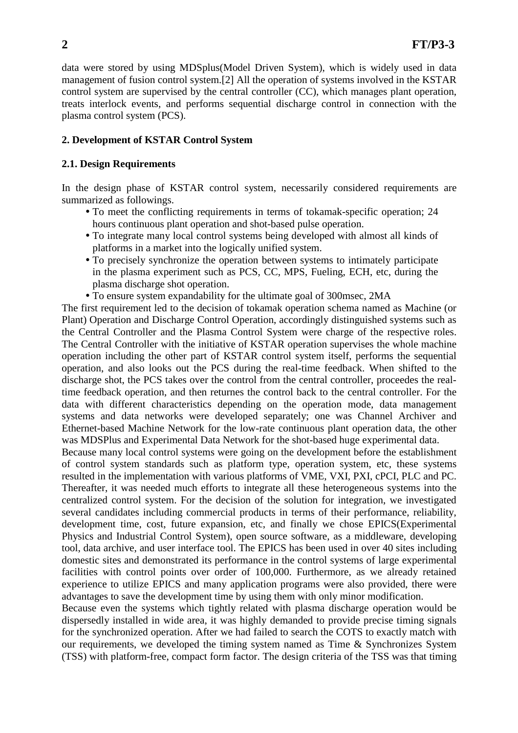data were stored by using MDSplus(Model Driven System), which is widely used in data management of fusion control system.[2] All the operation of systems involved in the KSTAR control system are supervised by the central controller (CC), which manages plant operation, treats interlock events, and performs sequential discharge control in connection with the plasma control system (PCS).

## 2. Development of KSTAR Control System

### 2.1. Design Requirements

In the design phase of KSTAR control system, necessarily considered requirements are summarized as followings.

- To meet the conflicting requirements in terms of tokamak-specific operation; 24 hours continuous plant operation and shot-based pulse operation.
- To integrate many local control systems being developed with almost all kinds of platforms in a market into the logically unified system.
- To precisely synchronize the operation between systems to intimately participate in the plasma experiment such as PCS, CC, MPS, Fueling, ECH, etc, during the plasma discharge shot operation.
- To ensure system expandability for the ultimate goal of 300msec, 2MA

The first requirement led to the decision of tokamak operation schema named as Machine (or Plant) Operation and Discharge Control Operation, accordingly distinguished systems such as the Central Controller and the Plasma Control System were charge of the respective roles. The Central Controller with the initiative of KSTAR operation supervises the whole machine operation including the other part of KSTAR control system itself, performs the sequential operation, and also looks out the PCS during the real-time feedback. When shifted to the discharge shot, the PCS takes over the control from the central controller, proceedes the real-time feedback operation, and then returnes the control back to the central controller. For the data with different characteristics depending on the operation mode, data management systems and data networks were developed separately; one was Channel Archiver and Ethernet-based Machine Network for the low-rate continuous plant operation data, the other was MDSPlus and Experimental Data Network for the shot-based huge experimental data.

Because many local control systems were going on the development before the establishment of control system standards such as platform type, operation system, etc, these systems resulted in the implementation with various platforms of VME, VXI, PXI, cPCI, PLC and PC. Thereafter, it was needed much efforts to integrate all these heterogeneous systems into the centralized control system. For the decision of the solution for integration, we investigated several candidates including commercial products in terms of their performance, reliability, development time, cost, future expansion, etc, and finally we chose EPICS(Experimental Physics and Industrial Control System), open source software, as a middleware, developing tool, data archive, and user interface tool. The EPICS has been used in over 40 sites including domestic sites and demonstrated its performance in the control systems of large experimental facilities with control points over order of 100,000. Furthermore, as we already retained experience to utilize EPICS and many application programs were also provided, there were advantages to save the development time by using them with only minor modification.

Because even the systems which tightly related with plasma discharge operation would be dispersedly installed in wide area, it was highly demanded to provide precise timing signals for the synchronized operation. After we had failed to search the COTS to exactly match with our requirements, we developed the timing system named as Time & Synchronizes System (TSS) with platform-free, compact form factor. The design criteria of the TSS was that timing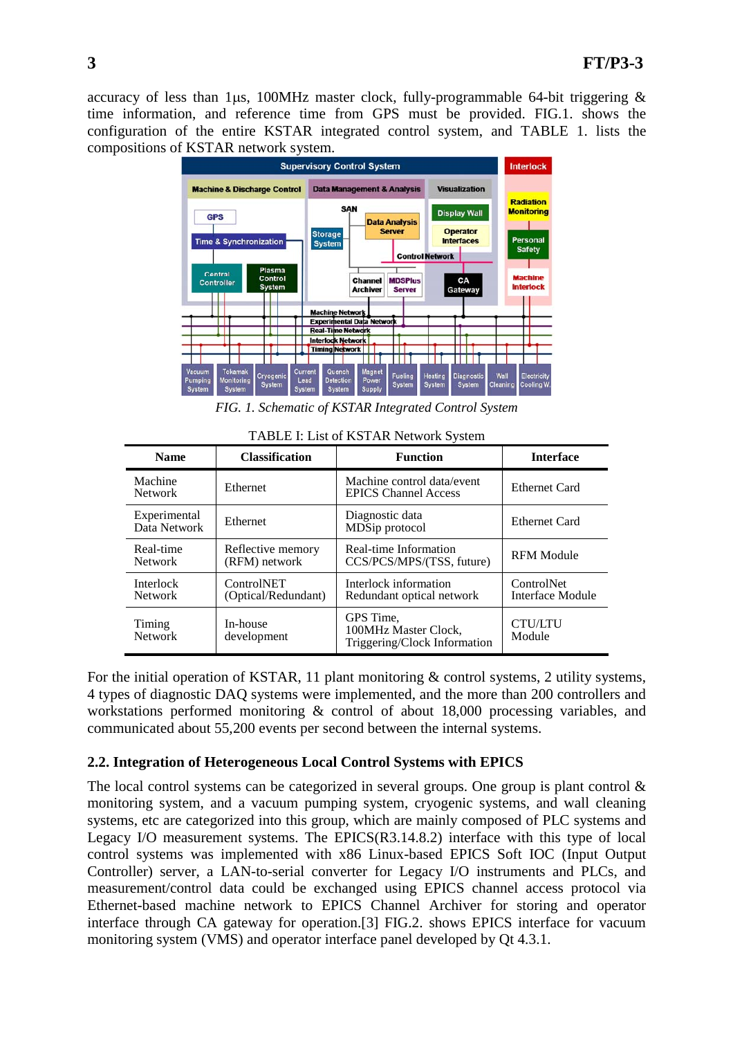accuracy of less than 1μs, 100MHz master clock, fully-programmable 64-bit triggering & time information, and reference time from GPS must be provided. FIG.1. shows the configuration of the entire KSTAR integrated control system, and TABLE 1. lists the compositions of KSTAR network system.

*FIG. 1. Schematic of KSTAR Integrated Control System*

TABLE I: List of KSTAR Network System

| Name | Classification | Function | Interface |
|---|---|---|---|
| Machine Network | Ethernet | Machine control data/event EPICS Channel Access | Ethernet Card |
| Experimental Data Network | Ethernet | Diagnostic data MDSip protocol | Ethernet Card |
| Real-time Network | Reflective memory (RFM) network | Real-time Information CCS/PCS/MPS/(TSS, future) | RFM Module |
| Interlock Network | ControlNET (Optical/Redundant) | Interlock information Redundant optical network | ControlNet Interface Module |
| Timing Network | In-house development | GPS Time, 100MHz Master Clock, Triggering/Clock Information | CTU/LTU Module |

For the initial operation of KSTAR, 11 plant monitoring & control systems, 2 utility systems, 4 types of diagnostic DAQ systems were implemented, and the more than 200 controllers and workstations performed monitoring & control of about 18,000 processing variables, and communicated about 55,200 events per second between the internal systems.

### 2.2. Integration of Heterogeneous Local Control Systems with EPICS

The local control systems can be categorized in several groups. One group is plant control & monitoring system, and a vacuum pumping system, cryogenic systems, and wall cleaning systems, etc are categorized into this group, which are mainly composed of PLC systems and Legacy I/O measurement systems. The EPICS(R3.14.8.2) interface with this type of local control systems was implemented with x86 Linux-based EPICS Soft IOC (Input Output Controller) server, a LAN-to-serial converter for Legacy I/O instruments and PLCs, and measurement/control data could be exchanged using EPICS channel access protocol via Ethernet-based machine network to EPICS Channel Archiver for storing and operator interface through CA gateway for operation.[3] FIG.2. shows EPICS interface for vacuum monitoring system (VMS) and operator interface panel developed by Qt 4.3.1.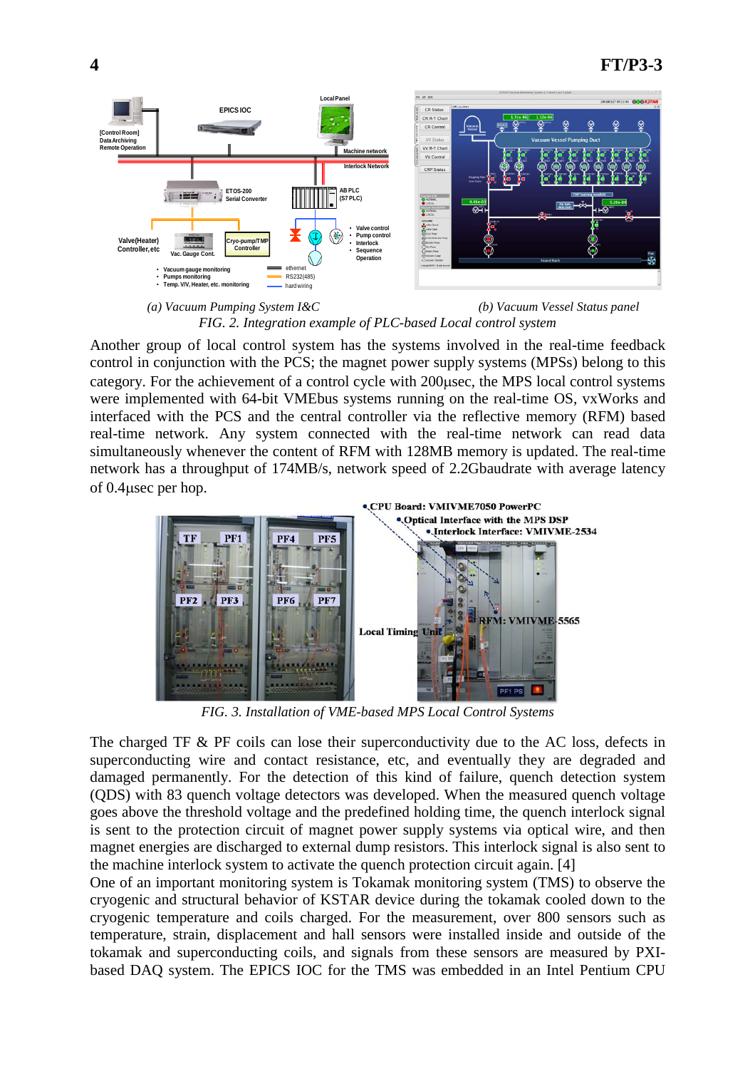(a) *Vacuum Pumping System I&C* (b) *Vacuum Vessel Status panel*

*FIG. 2. Integration example of PLC-based Local control system*

Another group of local control system has the systems involved in the real-time feedback control in conjunction with the PCS; the magnet power supply systems (MPSs) belong to this category. For the achievement of a control cycle with 200μsec, the MPS local control systems were implemented with 64-bit VMEbus systems running on the real-time OS, vxWorks and interfaced with the PCS and the central controller via the reflective memory (RFM) based real-time network. Any system connected with the real-time network can read data simultaneously whenever the content of RFM with 128MB memory is updated. The real-time network has a throughput of 174MB/s, network speed of 2.2Gbaudrate with average latency of 0.4μsec per hop.

*FIG. 3. Installation of VME-based MPS Local Control Systems*

The charged TF & PF coils can lose their superconductivity due to the AC loss, defects in superconducting wire and contact resistance, etc, and eventually they are degraded and damaged permanently. For the detection of this kind of failure, quench detection system (QDS) with 83 quench voltage detectors was developed. When the measured quench voltage goes above the threshold voltage and the predefined holding time, the quench interlock signal is sent to the protection circuit of magnet power supply systems via optical wire, and then magnet energies are discharged to external dump resistors. This interlock signal is also sent to the machine interlock system to activate the quench protection circuit again. [4]

One of an important monitoring system is Tokamak monitoring system (TMS) to observe the cryogenic and structural behavior of KSTAR device during the tokamak cooled down to the cryogenic temperature and coils charged. For the measurement, over 800 sensors such as temperature, strain, displacement and hall sensors were installed inside and outside of the tokamak and superconducting coils, and signals from these sensors are measured by PXI-based DAQ system. The EPICS IOC for the TMS was embedded in an Intel Pentium CPU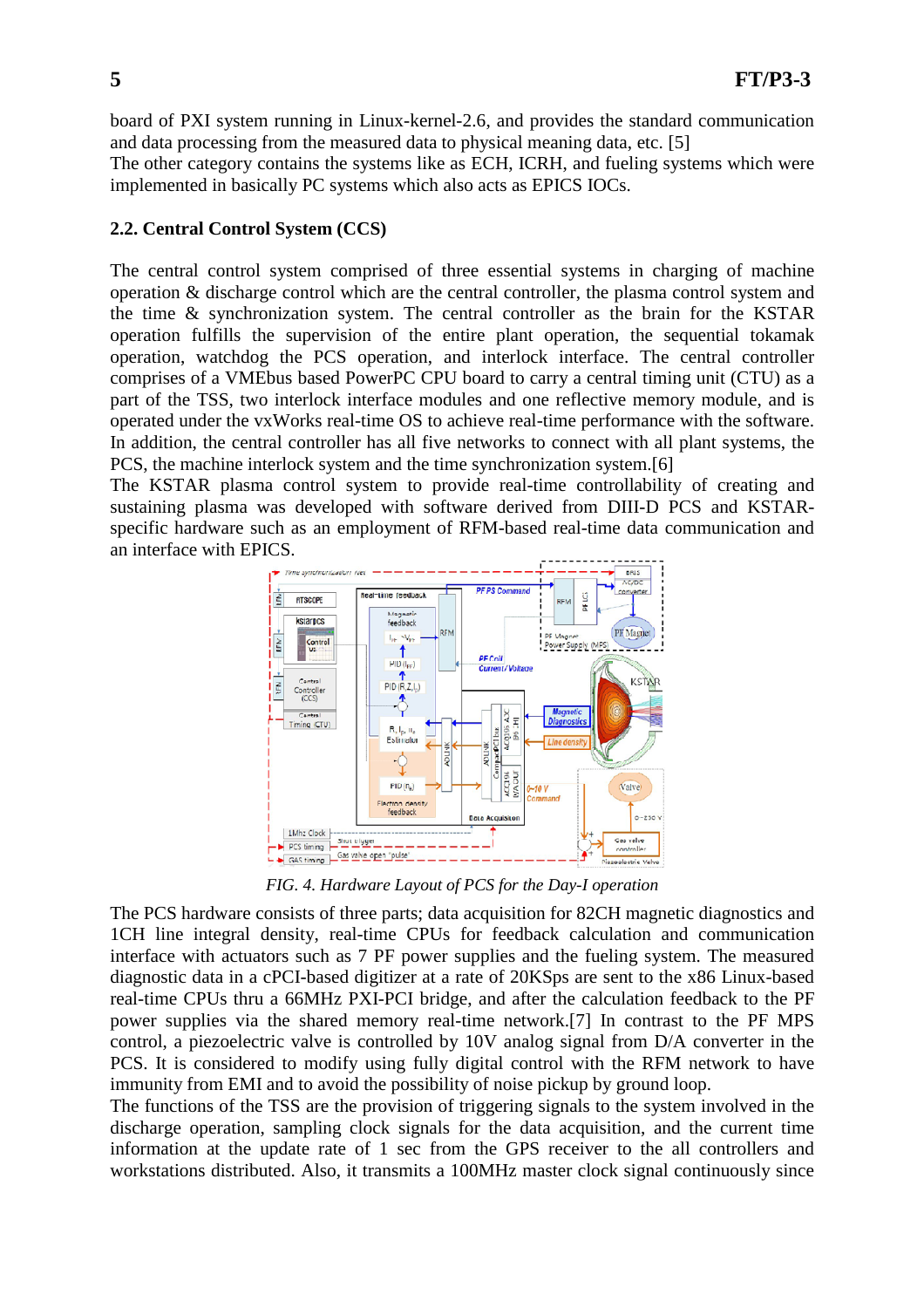board of PXI system running in Linux-kernel-2.6, and provides the standard communication and data processing from the measured data to physical meaning data, etc. [5]
The other category contains the systems like as ECH, ICRH, and fueling systems which were implemented in basically PC systems which also acts as EPICS IOCs.

### 2.2. Central Control System (CCS)

The central control system comprised of three essential systems in charging of machine operation & discharge control which are the central controller, the plasma control system and the time & synchronization system. The central controller as the brain for the KSTAR operation fulfills the supervision of the entire plant operation, the sequential tokamak operation, watchdog the PCS operation, and interlock interface. The central controller comprises of a VMEbus based PowerPC CPU board to carry a central timing unit (CTU) as a part of the TSS, two interlock interface modules and one reflective memory module, and is operated under the vxWorks real-time OS to achieve real-time performance with the software. In addition, the central controller has all five networks to connect with all plant systems, the PCS, the machine interlock system and the time synchronization system.[6]
The KSTAR plasma control system to provide real-time controllability of creating and sustaining plasma was developed with software derived from DIII-D PCS and KSTAR-specific hardware such as an employment of RFM-based real-time data communication and an interface with EPICS.

*FIG. 4. Hardware Layout of PCS for the Day-I operation*

The PCS hardware consists of three parts; data acquisition for 82CH magnetic diagnostics and 1CH line integral density, real-time CPUs for feedback calculation and communication interface with actuators such as 7 PF power supplies and the fueling system. The measured diagnostic data in a cPCI-based digitizer at a rate of 20KSps are sent to the x86 Linux-based real-time CPUs thru a 66MHz PXI-PCI bridge, and after the calculation feedback to the PF power supplies via the shared memory real-time network.[7] In contrast to the PF MPS control, a piezoelectric valve is controlled by 10V analog signal from D/A converter in the PCS. It is considered to modify using fully digital control with the RFM network to have immunity from EMI and to avoid the possibility of noise pickup by ground loop.
The functions of the TSS are the provision of triggering signals to the system involved in the discharge operation, sampling clock signals for the data acquisition, and the current time information at the update rate of 1 sec from the GPS receiver to the all controllers and workstations distributed. Also, it transmits a 100MHz master clock signal continuously since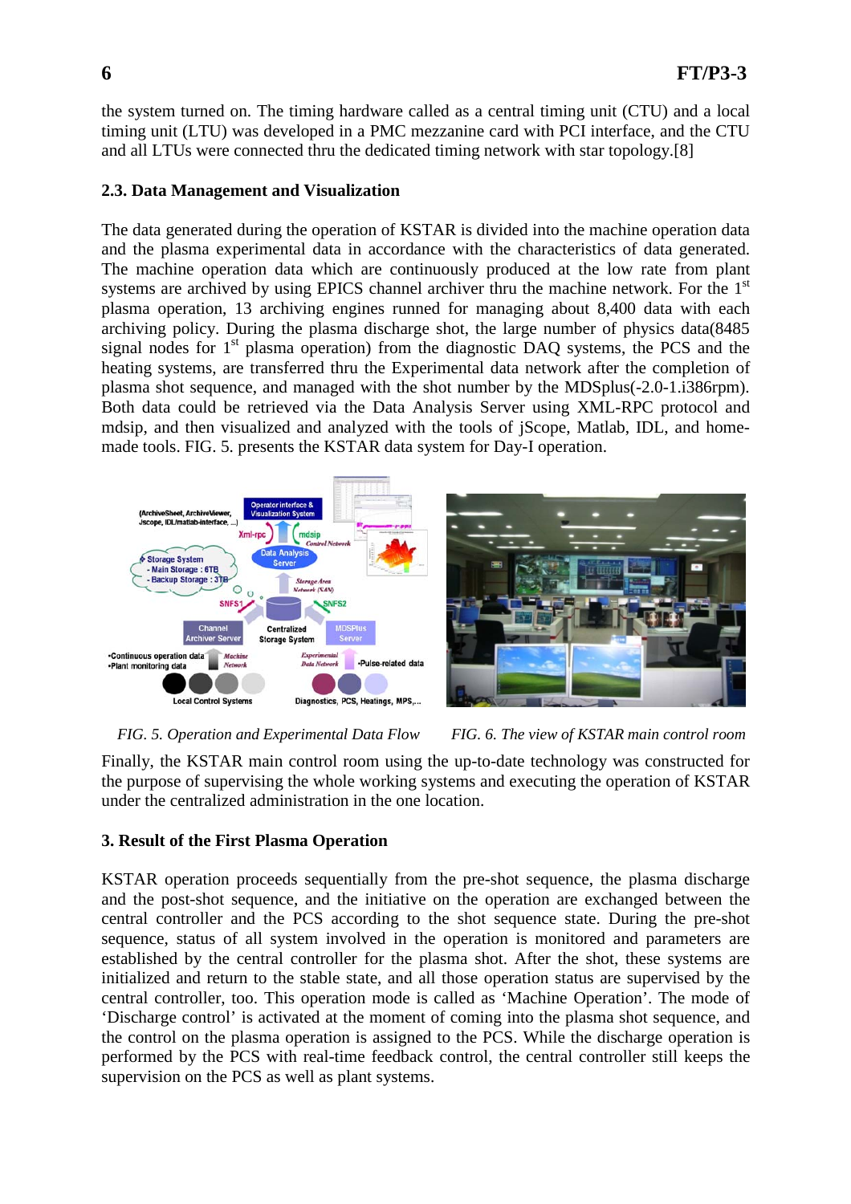the system turned on. The timing hardware called as a central timing unit (CTU) and a local timing unit (LTU) was developed in a PMC mezzanine card with PCI interface, and the CTU and all LTUs were connected thru the dedicated timing network with star topology.[8]

### 2.3. Data Management and Visualization

The data generated during the operation of KSTAR is divided into the machine operation data and the plasma experimental data in accordance with the characteristics of data generated. The machine operation data which are continuously produced at the low rate from plant systems are archived by using EPICS channel archiver thru the machine network. For the 1st plasma operation, 13 archiving engines runned for managing about 8,400 data with each archiving policy. During the plasma discharge shot, the large number of physics data(8485 signal nodes for 1st plasma operation) from the diagnostic DAQ systems, the PCS and the heating systems, are transferred thru the Experimental data network after the completion of plasma shot sequence, and managed with the shot number by the MDSplus(-2.0-1.i386rpm). Both data could be retrieved via the Data Analysis Server using XML-RPC protocol and mdsip, and then visualized and analyzed with the tools of jScope, Matlab, IDL, and home-made tools. FIG. 5. presents the KSTAR data system for Day-I operation.

*FIG. 5. Operation and Experimental Data Flow*

*FIG. 6. The view of KSTAR main control room*

Finally, the KSTAR main control room using the up-to-date technology was constructed for the purpose of supervising the whole working systems and executing the operation of KSTAR under the centralized administration in the one location.

## 3. Result of the First Plasma Operation

KSTAR operation proceeds sequentially from the pre-shot sequence, the plasma discharge and the post-shot sequence, and the initiative on the operation are exchanged between the central controller and the PCS according to the shot sequence state. During the pre-shot sequence, status of all system involved in the operation is monitored and parameters are established by the central controller for the plasma shot. After the shot, these systems are initialized and return to the stable state, and all those operation status are supervised by the central controller, too. This operation mode is called as 'Machine Operation'. The mode of 'Discharge control' is activated at the moment of coming into the plasma shot sequence, and the control on the plasma operation is assigned to the PCS. While the discharge operation is performed by the PCS with real-time feedback control, the central controller still keeps the supervision on the PCS as well as plant systems.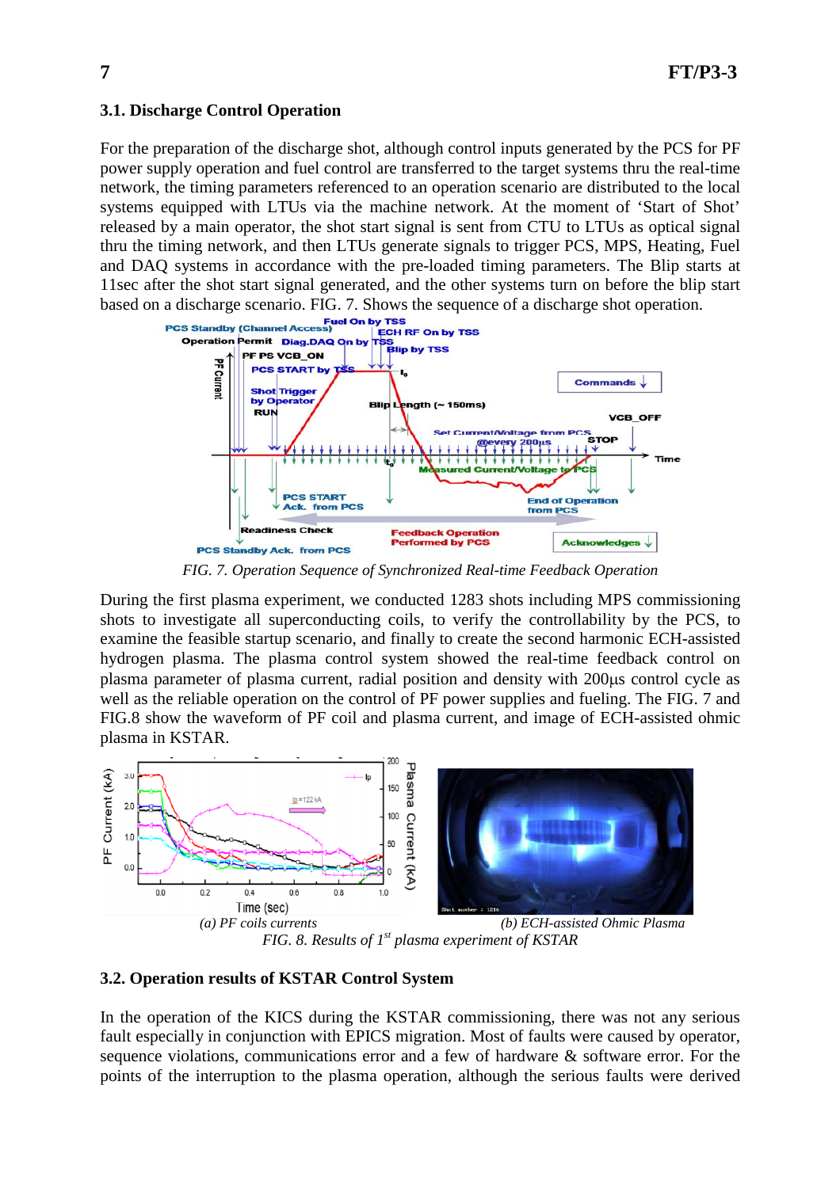### 3.1. Discharge Control Operation

For the preparation of the discharge shot, although control inputs generated by the PCS for PF power supply operation and fuel control are transferred to the target systems thru the real-time network, the timing parameters referenced to an operation scenario are distributed to the local systems equipped with LTUs via the machine network. At the moment of 'Start of Shot' released by a main operator, the shot start signal is sent from CTU to LTUs as optical signal thru the timing network, and then LTUs generate signals to trigger PCS, MPS, Heating, Fuel and DAQ systems in accordance with the pre-loaded timing parameters. The Blip starts at 11sec after the shot start signal generated, and the other systems turn on before the blip start based on a discharge scenario. FIG. 7. Shows the sequence of a discharge shot operation.

*FIG. 7. Operation Sequence of Synchronized Real-time Feedback Operation*

During the first plasma experiment, we conducted 1283 shots including MPS commissioning shots to investigate all superconducting coils, to verify the controllability by the PCS, to examine the feasible startup scenario, and finally to create the second harmonic ECH-assisted hydrogen plasma. The plasma control system showed the real-time feedback control on plasma parameter of plasma current, radial position and density with 200μs control cycle as well as the reliable operation on the control of PF power supplies and fueling. The FIG. 7 and FIG.8 show the waveform of PF coil and plasma current, and image of ECH-assisted ohmic plasma in KSTAR.

*(a) PF coils currents* *(b) ECH-assisted Ohmic Plasma*

*FIG. 8. Results of 1st plasma experiment of KSTAR*

### 3.2. Operation results of KSTAR Control System

In the operation of the KICS during the KSTAR commissioning, there was not any serious fault especially in conjunction with EPICS migration. Most of faults were caused by operator, sequence violations, communications error and a few of hardware & software error. For the points of the interruption to the plasma operation, although the serious faults were derived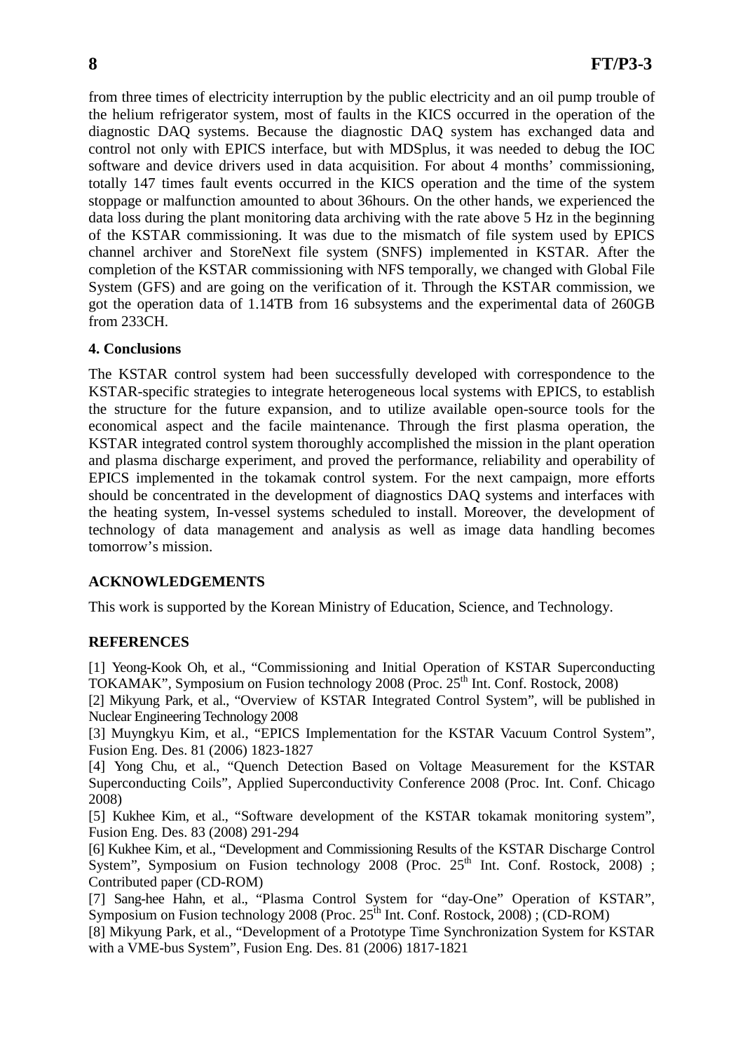from three times of electricity interruption by the public electricity and an oil pump trouble of the helium refrigerator system, most of faults in the KICS occurred in the operation of the diagnostic DAQ systems. Because the diagnostic DAQ system has exchanged data and control not only with EPICS interface, but with MDSplus, it was needed to debug the IOC software and device drivers used in data acquisition. For about 4 months' commissioning, totally 147 times fault events occurred in the KICS operation and the time of the system stoppage or malfunction amounted to about 36hours. On the other hands, we experienced the data loss during the plant monitoring data archiving with the rate above 5 Hz in the beginning of the KSTAR commissioning. It was due to the mismatch of file system used by EPICS channel archiver and StoreNext file system (SNFS) implemented in KSTAR. After the completion of the KSTAR commissioning with NFS temporally, we changed with Global File System (GFS) and are going on the verification of it. Through the KSTAR commission, we got the operation data of 1.14TB from 16 subsystems and the experimental data of 260GB from 233CH.

## 4. Conclusions

The KSTAR control system had been successfully developed with correspondence to the KSTAR-specific strategies to integrate heterogeneous local systems with EPICS, to establish the structure for the future expansion, and to utilize available open-source tools for the economical aspect and the facile maintenance. Through the first plasma operation, the KSTAR integrated control system thoroughly accomplished the mission in the plant operation and plasma discharge experiment, and proved the performance, reliability and operability of EPICS implemented in the tokamak control system. For the next campaign, more efforts should be concentrated in the development of diagnostics DAQ systems and interfaces with the heating system, In-vessel systems scheduled to install. Moreover, the development of technology of data management and analysis as well as image data handling becomes tomorrow's mission.

## ACKNOWLEDGEMENTS

This work is supported by the Korean Ministry of Education, Science, and Technology.

## REFERENCES

[1] Yeong-Kook Oh, et al., "Commissioning and Initial Operation of KSTAR Superconducting TOKAMAK", Symposium on Fusion technology 2008 (Proc. 25th Int. Conf. Rostock, 2008)

[2] Mikyung Park, et al., "Overview of KSTAR Integrated Control System", will be published in Nuclear Engineering Technology 2008

[3] Muyngkyu Kim, et al., "EPICS Implementation for the KSTAR Vacuum Control System", Fusion Eng. Des. 81 (2006) 1823-1827

[4] Yong Chu, et al., "Quench Detection Based on Voltage Measurement for the KSTAR Superconducting Coils", Applied Superconductivity Conference 2008 (Proc. Int. Conf. Chicago 2008)

[5] Kukhee Kim, et al., "Software development of the KSTAR tokamak monitoring system", Fusion Eng. Des. 83 (2008) 291-294

[6] Kukhee Kim, et al., "Development and Commissioning Results of the KSTAR Discharge Control System", Symposium on Fusion technology 2008 (Proc. 25th Int. Conf. Rostock, 2008) ; Contributed paper (CD-ROM)

[7] Sang-hee Hahn, et al., "Plasma Control System for "day-One" Operation of KSTAR", Symposium on Fusion technology 2008 (Proc. 25th Int. Conf. Rostock, 2008) ; (CD-ROM)

[8] Mikyung Park, et al., "Development of a Prototype Time Synchronization System for KSTAR with a VME-bus System", Fusion Eng. Des. 81 (2006) 1817-1821